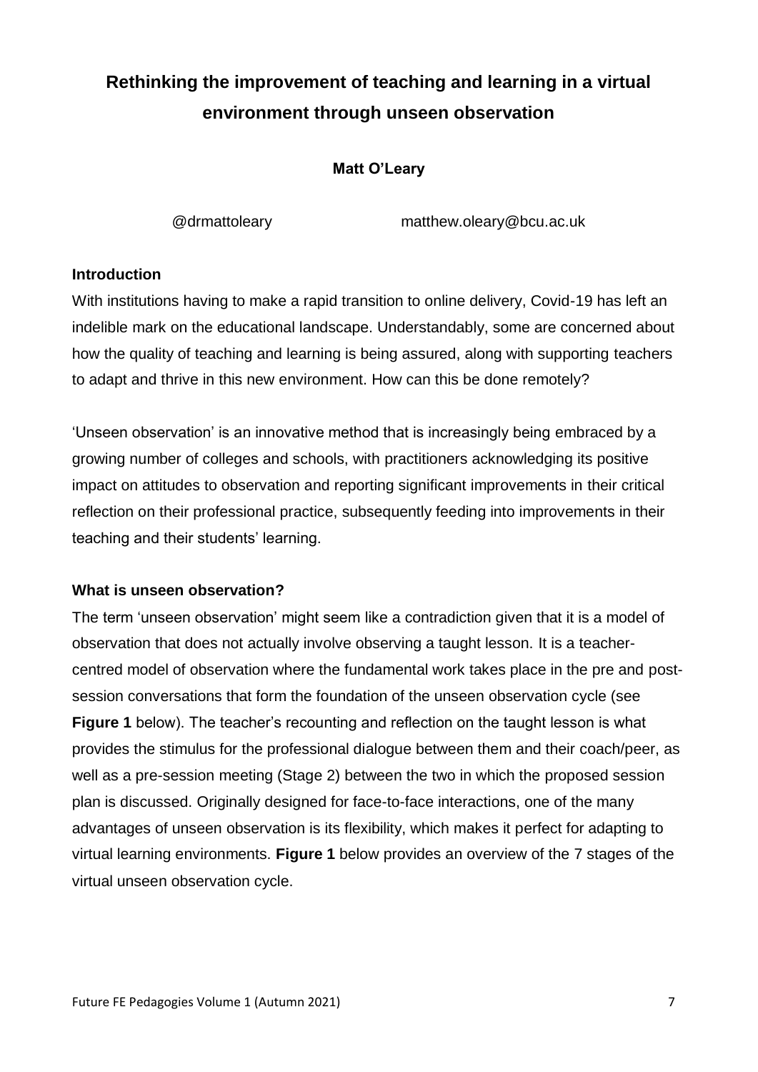# Rethinking the improvement of teaching and learning in a virtual environment through unseen observation

**Matt O'Leary**

@drmattoleary matthew.oleary@bcu.ac.uk

## Introduction

With institutions having to make a rapid transition to online delivery, Covid-19 has left an indelible mark on the educational landscape. Understandably, some are concerned about how the quality of teaching and learning is being assured, along with supporting teachers to adapt and thrive in this new environment. How can this be done remotely?

'Unseen observation' is an innovative method that is increasingly being embraced by a growing number of colleges and schools, with practitioners acknowledging its positive impact on attitudes to observation and reporting significant improvements in their critical reflection on their professional practice, subsequently feeding into improvements in their teaching and their students' learning.

## What is unseen observation?

The term 'unseen observation' might seem like a contradiction given that it is a model of observation that does not actually involve observing a taught lesson. It is a teacher-centred model of observation where the fundamental work takes place in the pre and post-session conversations that form the foundation of the unseen observation cycle (see **Figure 1** below). The teacher's recounting and reflection on the taught lesson is what provides the stimulus for the professional dialogue between them and their coach/peer, as well as a pre-session meeting (Stage 2) between the two in which the proposed session plan is discussed. Originally designed for face-to-face interactions, one of the many advantages of unseen observation is its flexibility, which makes it perfect for adapting to virtual learning environments. **Figure 1** below provides an overview of the 7 stages of the virtual unseen observation cycle.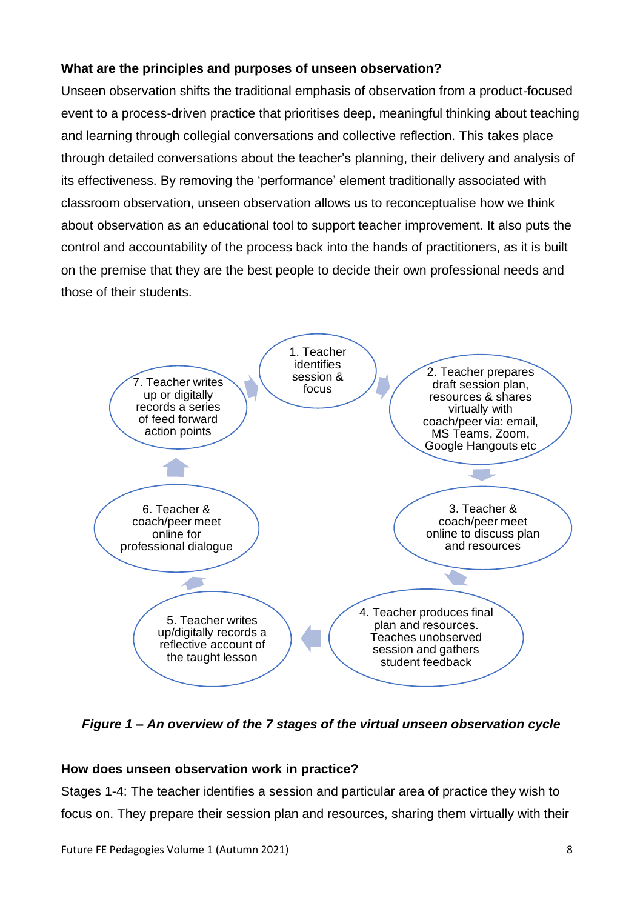**What are the principles and purposes of unseen observation?**

Unseen observation shifts the traditional emphasis of observation from a product-focused event to a process-driven practice that prioritises deep, meaningful thinking about teaching and learning through collegial conversations and collective reflection. This takes place through detailed conversations about the teacher's planning, their delivery and analysis of its effectiveness. By removing the 'performance' element traditionally associated with classroom observation, unseen observation allows us to reconceptualise how we think about observation as an educational tool to support teacher improvement. It also puts the control and accountability of the process back into the hands of practitioners, as it is built on the premise that they are the best people to decide their own professional needs and those of their students.

1. Teacher identifies session & focus
2. Teacher prepares draft session plan, resources & shares virtually with coach/peer via: email, MS Teams, Zoom, Google Hangouts etc
3. Teacher & coach/peer meet online to discuss plan and resources
4. Teacher produces final plan and resources. Teaches unobserved session and gathers student feedback
5. Teacher writes up/digitally records a reflective account of the taught lesson
6. Teacher & coach/peer meet online for professional dialogue
7. Teacher writes up or digitally records a series of feed forward action points

***Figure 1 – An overview of the 7 stages of the virtual unseen observation cycle***

**How does unseen observation work in practice?**

Stages 1-4: The teacher identifies a session and particular area of practice they wish to focus on. They prepare their session plan and resources, sharing them virtually with their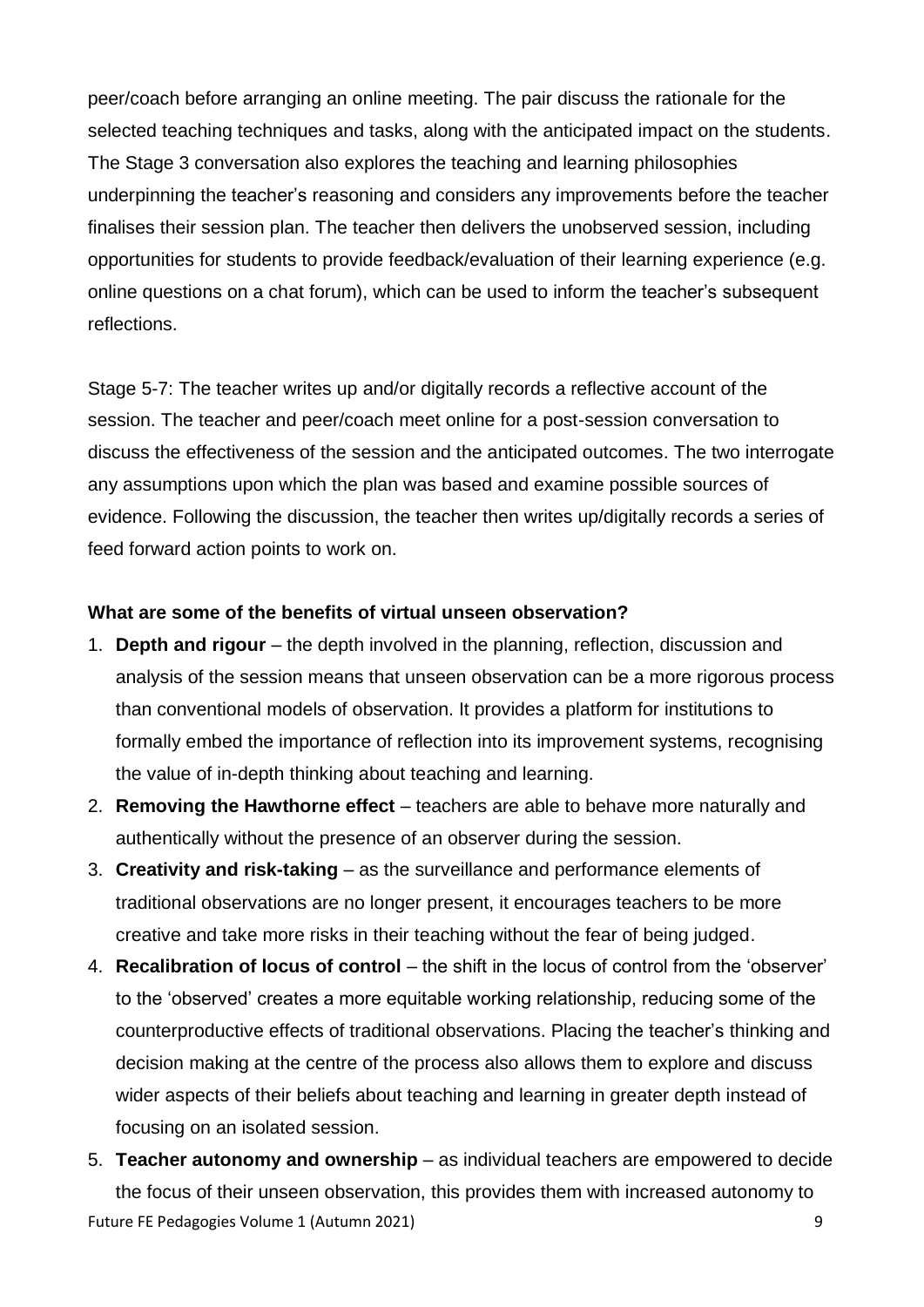peer/coach before arranging an online meeting. The pair discuss the rationale for the selected teaching techniques and tasks, along with the anticipated impact on the students. The Stage 3 conversation also explores the teaching and learning philosophies underpinning the teacher's reasoning and considers any improvements before the teacher finalises their session plan. The teacher then delivers the unobserved session, including opportunities for students to provide feedback/evaluation of their learning experience (e.g. online questions on a chat forum), which can be used to inform the teacher's subsequent reflections.

Stage 5-7: The teacher writes up and/or digitally records a reflective account of the session. The teacher and peer/coach meet online for a post-session conversation to discuss the effectiveness of the session and the anticipated outcomes. The two interrogate any assumptions upon which the plan was based and examine possible sources of evidence. Following the discussion, the teacher then writes up/digitally records a series of feed forward action points to work on.

**What are some of the benefits of virtual unseen observation?**

1. **Depth and rigour** – the depth involved in the planning, reflection, discussion and analysis of the session means that unseen observation can be a more rigorous process than conventional models of observation. It provides a platform for institutions to formally embed the importance of reflection into its improvement systems, recognising the value of in-depth thinking about teaching and learning.
2. **Removing the Hawthorne effect** – teachers are able to behave more naturally and authentically without the presence of an observer during the session.
3. **Creativity and risk-taking** – as the surveillance and performance elements of traditional observations are no longer present, it encourages teachers to be more creative and take more risks in their teaching without the fear of being judged.
4. **Recalibration of locus of control** – the shift in the locus of control from the 'observer' to the 'observed' creates a more equitable working relationship, reducing some of the counterproductive effects of traditional observations. Placing the teacher's thinking and decision making at the centre of the process also allows them to explore and discuss wider aspects of their beliefs about teaching and learning in greater depth instead of focusing on an isolated session.
5. **Teacher autonomy and ownership** – as individual teachers are empowered to decide the focus of their unseen observation, this provides them with increased autonomy to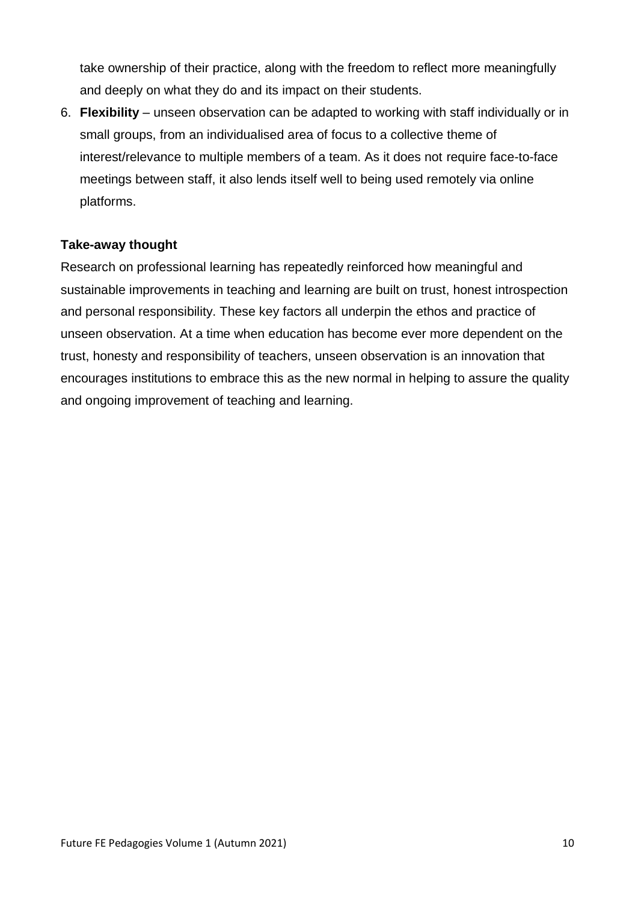take ownership of their practice, along with the freedom to reflect more meaningfully and deeply on what they do and its impact on their students.

6. **Flexibility** – unseen observation can be adapted to working with staff individually or in small groups, from an individualised area of focus to a collective theme of interest/relevance to multiple members of a team. As it does not require face-to-face meetings between staff, it also lends itself well to being used remotely via online platforms.

**Take-away thought**

Research on professional learning has repeatedly reinforced how meaningful and sustainable improvements in teaching and learning are built on trust, honest introspection and personal responsibility. These key factors all underpin the ethos and practice of unseen observation. At a time when education has become ever more dependent on the trust, honesty and responsibility of teachers, unseen observation is an innovation that encourages institutions to embrace this as the new normal in helping to assure the quality and ongoing improvement of teaching and learning.